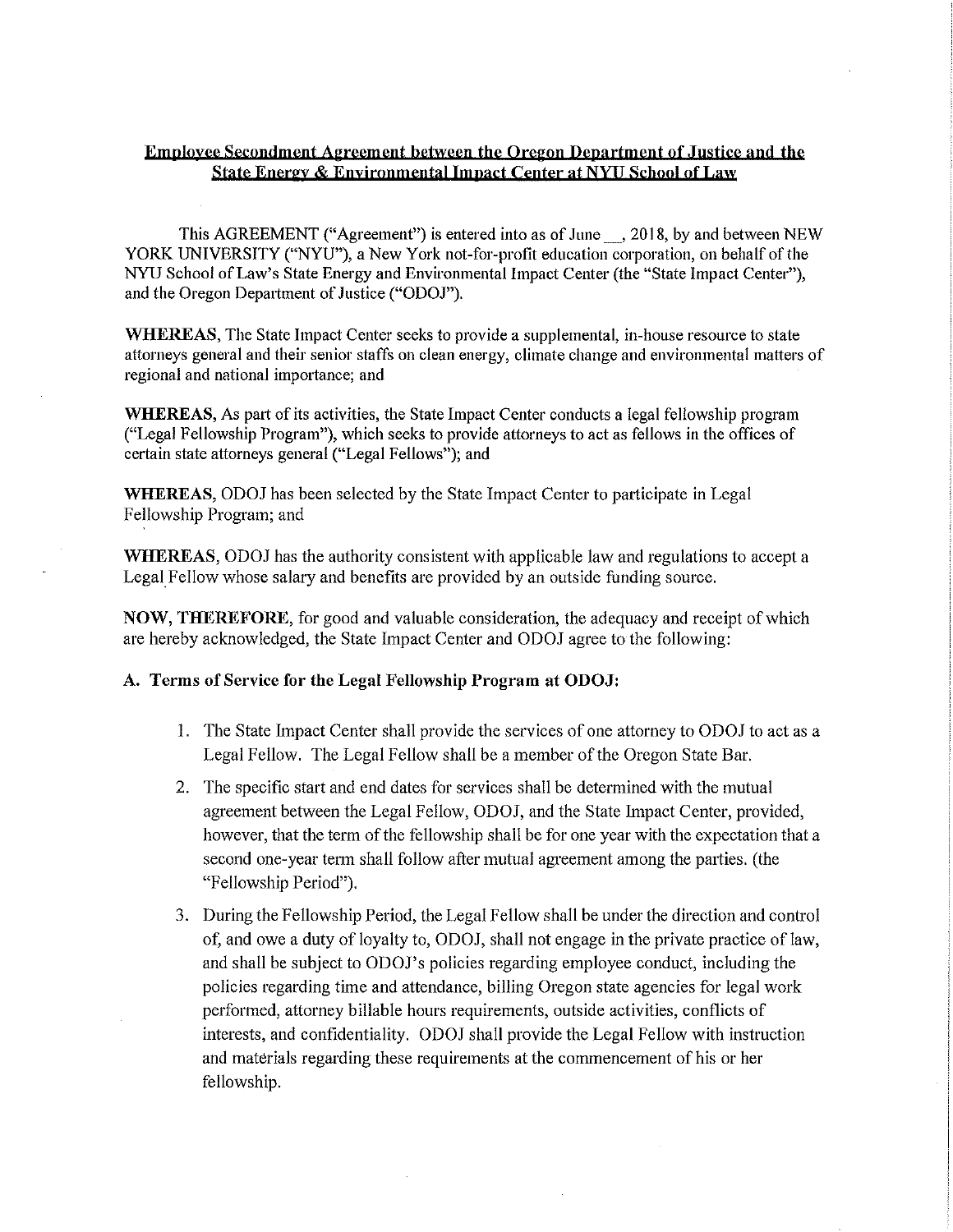**Employee Secondment Agreement between the Oregon Department of Justice and the State Energy & Environmental Impact Center at NYU School of Law**

This AGREEMENT ("Agreement") is entered into as of June __, 2018, by and between NEW YORK UNIVERSITY ("NYU"), a New York not-for-profit education corporation, on behalf of the NYU School of Law's State Energy and Environmental Impact Center (the "State Impact Center"), and the Oregon Department of Justice ("ODOJ").

**WHEREAS**, The State Impact Center seeks to provide a supplemental, in-house resource to state attorneys general and their senior staffs on clean energy, climate change and environmental matters of regional and national importance; and

**WHEREAS**, As part of its activities, the State Impact Center conducts a legal fellowship program ("Legal Fellowship Program"), which seeks to provide attorneys to act as fellows in the offices of certain state attorneys general ("Legal Fellows"); and

**WHEREAS**, ODOJ has been selected by the State Impact Center to participate in Legal Fellowship Program; and

**WHEREAS**, ODOJ has the authority consistent with applicable law and regulations to accept a Legal Fellow whose salary and benefits are provided by an outside funding source.

**NOW, THEREFORE**, for good and valuable consideration, the adequacy and receipt of which are hereby acknowledged, the State Impact Center and ODOJ agree to the following:

**A. Terms of Service for the Legal Fellowship Program at ODOJ:**

1. The State Impact Center shall provide the services of one attorney to ODOJ to act as a Legal Fellow. The Legal Fellow shall be a member of the Oregon State Bar.
2. The specific start and end dates for services shall be determined with the mutual agreement between the Legal Fellow, ODOJ, and the State Impact Center, provided, however, that the term of the fellowship shall be for one year with the expectation that a second one-year term shall follow after mutual agreement among the parties. (the "Fellowship Period").
3. During the Fellowship Period, the Legal Fellow shall be under the direction and control of, and owe a duty of loyalty to, ODOJ, shall not engage in the private practice of law, and shall be subject to ODOJ's policies regarding employee conduct, including the policies regarding time and attendance, billing Oregon state agencies for legal work performed, attorney billable hours requirements, outside activities, conflicts of interests, and confidentiality. ODOJ shall provide the Legal Fellow with instruction and materials regarding these requirements at the commencement of his or her fellowship.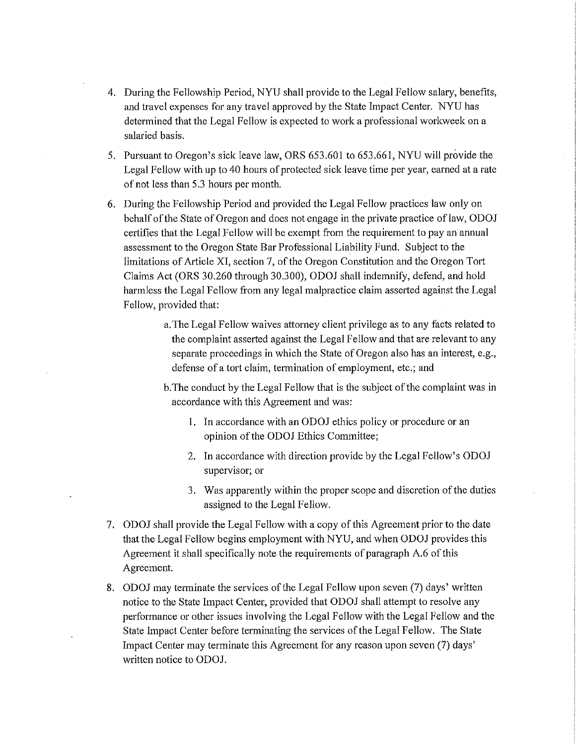4. During the Fellowship Period, NYU shall provide to the Legal Fellow salary, benefits, and travel expenses for any travel approved by the State Impact Center. NYU has determined that the Legal Fellow is expected to work a professional workweek on a salaried basis.

5. Pursuant to Oregon's sick leave law, ORS 653.601 to 653.661, NYU will provide the Legal Fellow with up to 40 hours of protected sick leave time per year, earned at a rate of not less than 5.3 hours per month.

6. During the Fellowship Period and provided the Legal Fellow practices law only on behalf of the State of Oregon and does not engage in the private practice of law, ODOJ certifies that the Legal Fellow will be exempt from the requirement to pay an annual assessment to the Oregon State Bar Professional Liability Fund. Subject to the limitations of Article XI, section 7, of the Oregon Constitution and the Oregon Tort Claims Act (ORS 30.260 through 30.300), ODOJ shall indemnify, defend, and hold harmless the Legal Fellow from any legal malpractice claim asserted against the Legal Fellow, provided that:

   a. The Legal Fellow waives attorney client privilege as to any facts related to the complaint asserted against the Legal Fellow and that are relevant to any separate proceedings in which the State of Oregon also has an interest, e.g., defense of a tort claim, termination of employment, etc.; and

   b. The conduct by the Legal Fellow that is the subject of the complaint was in accordance with this Agreement and was:

      1. In accordance with an ODOJ ethics policy or procedure or an opinion of the ODOJ Ethics Committee;

      2. In accordance with direction provide by the Legal Fellow's ODOJ supervisor; or

      3. Was apparently within the proper scope and discretion of the duties assigned to the Legal Fellow.

7. ODOJ shall provide the Legal Fellow with a copy of this Agreement prior to the date that the Legal Fellow begins employment with NYU, and when ODOJ provides this Agreement it shall specifically note the requirements of paragraph A.6 of this Agreement.

8. ODOJ may terminate the services of the Legal Fellow upon seven (7) days' written notice to the State Impact Center, provided that ODOJ shall attempt to resolve any performance or other issues involving the Legal Fellow with the Legal Fellow and the State Impact Center before terminating the services of the Legal Fellow. The State Impact Center may terminate this Agreement for any reason upon seven (7) days' written notice to ODOJ.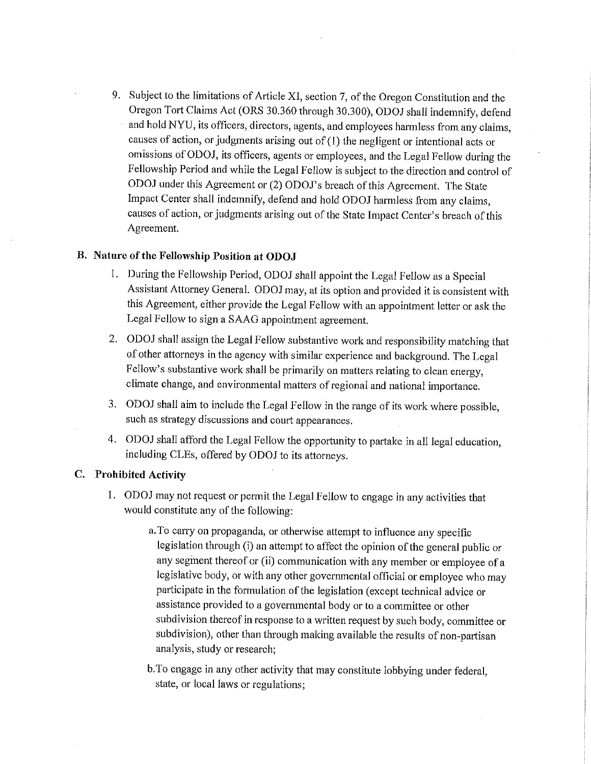9. Subject to the limitations of Article XI, section 7, of the Oregon Constitution and the Oregon Tort Claims Act (ORS 30.360 through 30.300), ODOJ shall indemnify, defend and hold NYU, its officers, directors, agents, and employees harmless from any claims, causes of action, or judgments arising out of (1) the negligent or intentional acts or omissions of ODOJ, its officers, agents or employees, and the Legal Fellow during the Fellowship Period and while the Legal Fellow is subject to the direction and control of ODOJ under this Agreement or (2) ODOJ's breach of this Agreement. The State Impact Center shall indemnify, defend and hold ODOJ harmless from any claims, causes of action, or judgments arising out of the State Impact Center's breach of this Agreement.

## B. Nature of the Fellowship Position at ODOJ

1. During the Fellowship Period, ODOJ shall appoint the Legal Fellow as a Special Assistant Attorney General. ODOJ may, at its option and provided it is consistent with this Agreement, either provide the Legal Fellow with an appointment letter or ask the Legal Fellow to sign a SAAG appointment agreement.
2. ODOJ shall assign the Legal Fellow substantive work and responsibility matching that of other attorneys in the agency with similar experience and background. The Legal Fellow's substantive work shall be primarily on matters relating to clean energy, climate change, and environmental matters of regional and national importance.
3. ODOJ shall aim to include the Legal Fellow in the range of its work where possible, such as strategy discussions and court appearances.
4. ODOJ shall afford the Legal Fellow the opportunity to partake in all legal education, including CLEs, offered by ODOJ to its attorneys.

## C. Prohibited Activity

1. ODOJ may not request or permit the Legal Fellow to engage in any activities that would constitute any of the following:

   a. To carry on propaganda, or otherwise attempt to influence any specific legislation through (i) an attempt to affect the opinion of the general public or any segment thereof or (ii) communication with any member or employee of a legislative body, or with any other governmental official or employee who may participate in the formulation of the legislation (except technical advice or assistance provided to a governmental body or to a committee or other subdivision thereof in response to a written request by such body, committee or subdivision), other than through making available the results of non-partisan analysis, study or research;

   b. To engage in any other activity that may constitute lobbying under federal, state, or local laws or regulations;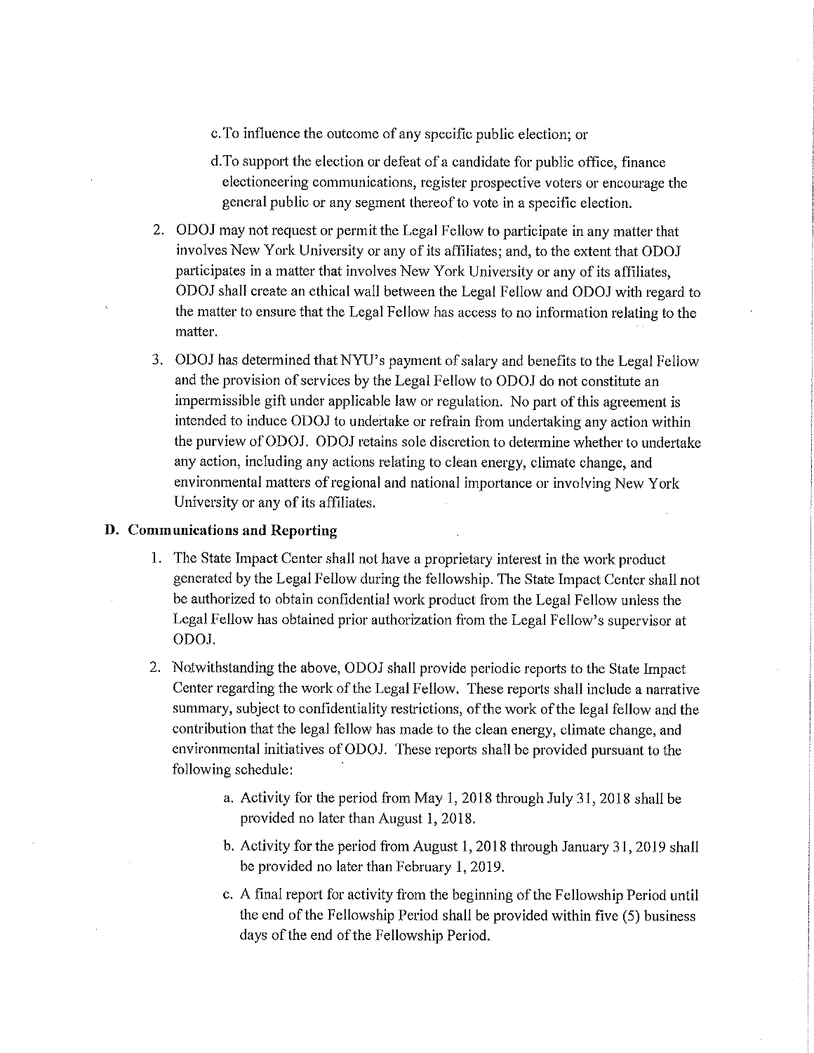c. To influence the outcome of any specific public election; or

d. To support the election or defeat of a candidate for public office, finance electioneering communications, register prospective voters or encourage the general public or any segment thereof to vote in a specific election.

2. ODOJ may not request or permit the Legal Fellow to participate in any matter that involves New York University or any of its affiliates; and, to the extent that ODOJ participates in a matter that involves New York University or any of its affiliates, ODOJ shall create an ethical wall between the Legal Fellow and ODOJ with regard to the matter to ensure that the Legal Fellow has access to no information relating to the matter.

3. ODOJ has determined that NYU's payment of salary and benefits to the Legal Fellow and the provision of services by the Legal Fellow to ODOJ do not constitute an impermissible gift under applicable law or regulation. No part of this agreement is intended to induce ODOJ to undertake or refrain from undertaking any action within the purview of ODOJ. ODOJ retains sole discretion to determine whether to undertake any action, including any actions relating to clean energy, climate change, and environmental matters of regional and national importance or involving New York University or any of its affiliates.

**D. Communications and Reporting**

1. The State Impact Center shall not have a proprietary interest in the work product generated by the Legal Fellow during the fellowship. The State Impact Center shall not be authorized to obtain confidential work product from the Legal Fellow unless the Legal Fellow has obtained prior authorization from the Legal Fellow's supervisor at ODOJ.

2. Notwithstanding the above, ODOJ shall provide periodic reports to the State Impact Center regarding the work of the Legal Fellow. These reports shall include a narrative summary, subject to confidentiality restrictions, of the work of the legal fellow and the contribution that the legal fellow has made to the clean energy, climate change, and environmental initiatives of ODOJ. These reports shall be provided pursuant to the following schedule:

   a. Activity for the period from May 1, 2018 through July 31, 2018 shall be provided no later than August 1, 2018.

   b. Activity for the period from August 1, 2018 through January 31, 2019 shall be provided no later than February 1, 2019.

   c. A final report for activity from the beginning of the Fellowship Period until the end of the Fellowship Period shall be provided within five (5) business days of the end of the Fellowship Period.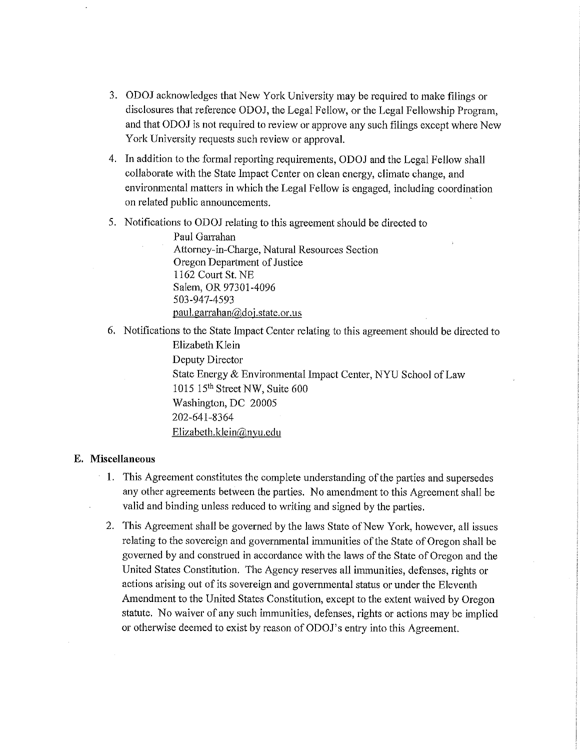3. ODOJ acknowledges that New York University may be required to make filings or disclosures that reference ODOJ, the Legal Fellow, or the Legal Fellowship Program, and that ODOJ is not required to review or approve any such filings except where New York University requests such review or approval.

4. In addition to the formal reporting requirements, ODOJ and the Legal Fellow shall collaborate with the State Impact Center on clean energy, climate change, and environmental matters in which the Legal Fellow is engaged, including coordination on related public announcements.

5. Notifications to ODOJ relating to this agreement should be directed to

   Paul Garrahan
   Attorney-in-Charge, Natural Resources Section
   Oregon Department of Justice
   1162 Court St. NE
   Salem, OR 97301-4096
   503-947-4593
   paul.garrahan@doj.state.or.us

6. Notifications to the State Impact Center relating to this agreement should be directed to

   Elizabeth Klein
   Deputy Director
   State Energy & Environmental Impact Center, NYU School of Law
   1015 15th Street NW, Suite 600
   Washington, DC 20005
   202-641-8364
   Elizabeth.klein@nyu.edu

**E. Miscellaneous**

1. This Agreement constitutes the complete understanding of the parties and supersedes any other agreements between the parties. No amendment to this Agreement shall be valid and binding unless reduced to writing and signed by the parties.

2. This Agreement shall be governed by the laws State of New York, however, all issues relating to the sovereign and governmental immunities of the State of Oregon shall be governed by and construed in accordance with the laws of the State of Oregon and the United States Constitution. The Agency reserves all immunities, defenses, rights or actions arising out of its sovereign and governmental status or under the Eleventh Amendment to the United States Constitution, except to the extent waived by Oregon statute. No waiver of any such immunities, defenses, rights or actions may be implied or otherwise deemed to exist by reason of ODOJ's entry into this Agreement.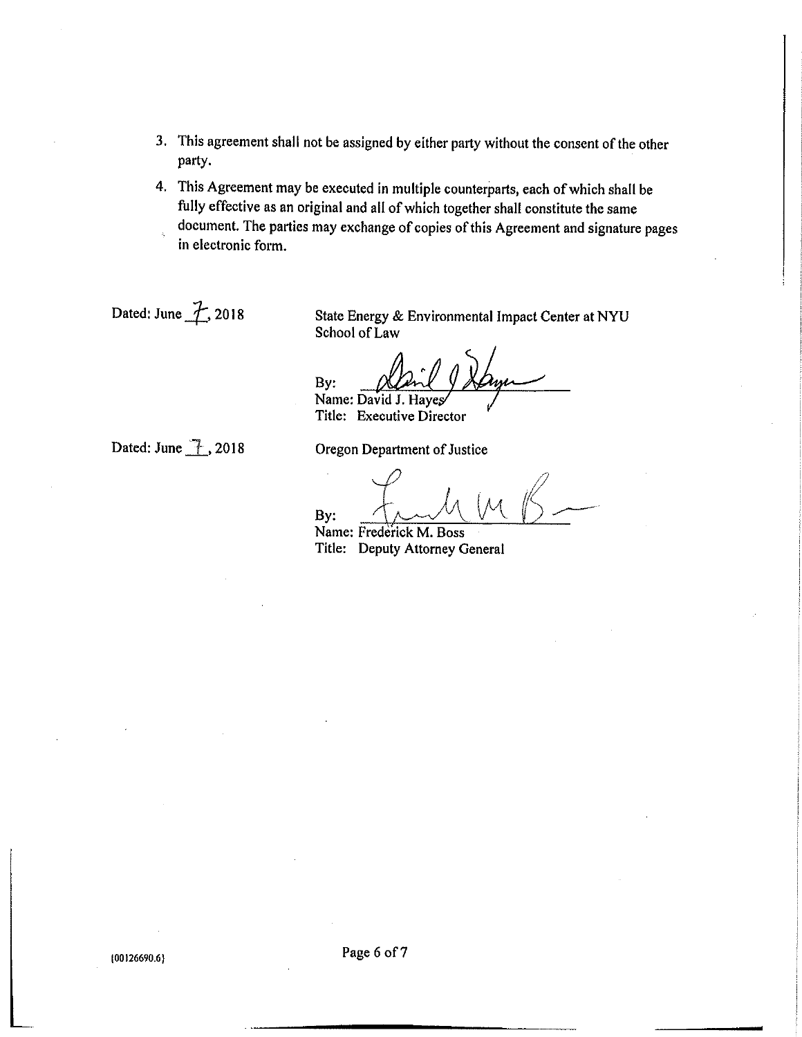3. This agreement shall not be assigned by either party without the consent of the other party.

4. This Agreement may be executed in multiple counterparts, each of which shall be fully effective as an original and all of which together shall constitute the same document. The parties may exchange of copies of this Agreement and signature pages in electronic form.

Dated: June 7, 2018

State Energy & Environmental Impact Center at NYU School of Law

By: [signature]
Name: David J. Hayes
Title: Executive Director

Dated: June 7, 2018

Oregon Department of Justice

By: [signature]
Name: Frederick M. Boss
Title: Deputy Attorney General

{00126690.6}